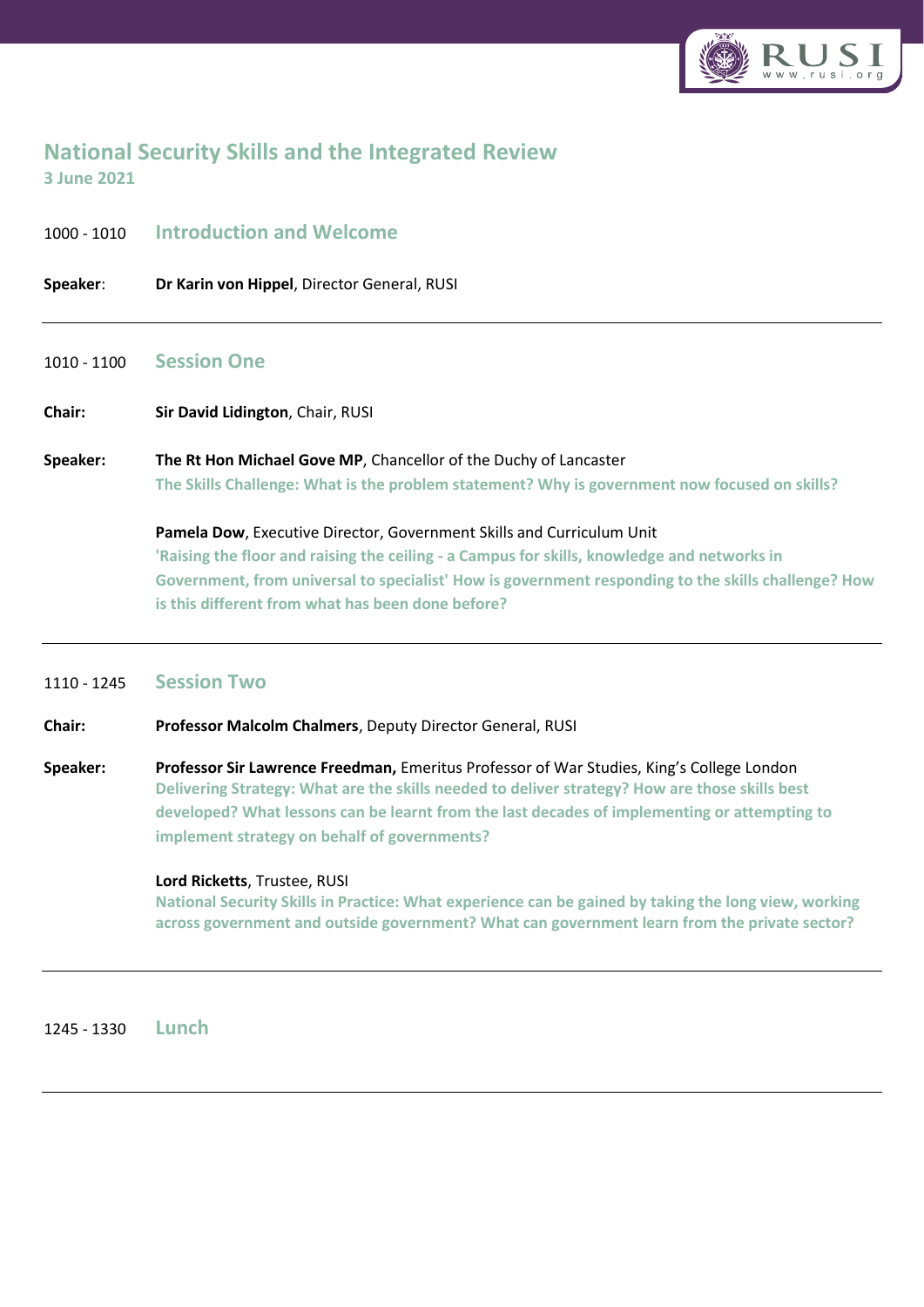# National Security Skills and the Integrated Review

**3 June 2021**

1000 - 1010 **Introduction and Welcome**

**Speaker**: **Dr Karin von Hippel**, Director General, RUSI

---

1010 - 1100 **Session One**

**Chair:** **Sir David Lidington**, Chair, RUSI

**Speaker:** **The Rt Hon Michael Gove MP**, Chancellor of the Duchy of Lancaster
**The Skills Challenge: What is the problem statement? Why is government now focused on skills?**

**Pamela Dow**, Executive Director, Government Skills and Curriculum Unit
**'Raising the floor and raising the ceiling - a Campus for skills, knowledge and networks in Government, from universal to specialist' How is government responding to the skills challenge? How is this different from what has been done before?**

---

1110 - 1245 **Session Two**

**Chair:** **Professor Malcolm Chalmers**, Deputy Director General, RUSI

**Speaker:** **Professor Sir Lawrence Freedman,** Emeritus Professor of War Studies, King's College London
**Delivering Strategy: What are the skills needed to deliver strategy? How are those skills best developed? What lessons can be learnt from the last decades of implementing or attempting to implement strategy on behalf of governments?**

**Lord Ricketts**, Trustee, RUSI
**National Security Skills in Practice: What experience can be gained by taking the long view, working across government and outside government? What can government learn from the private sector?**

---

1245 - 1330 **Lunch**

---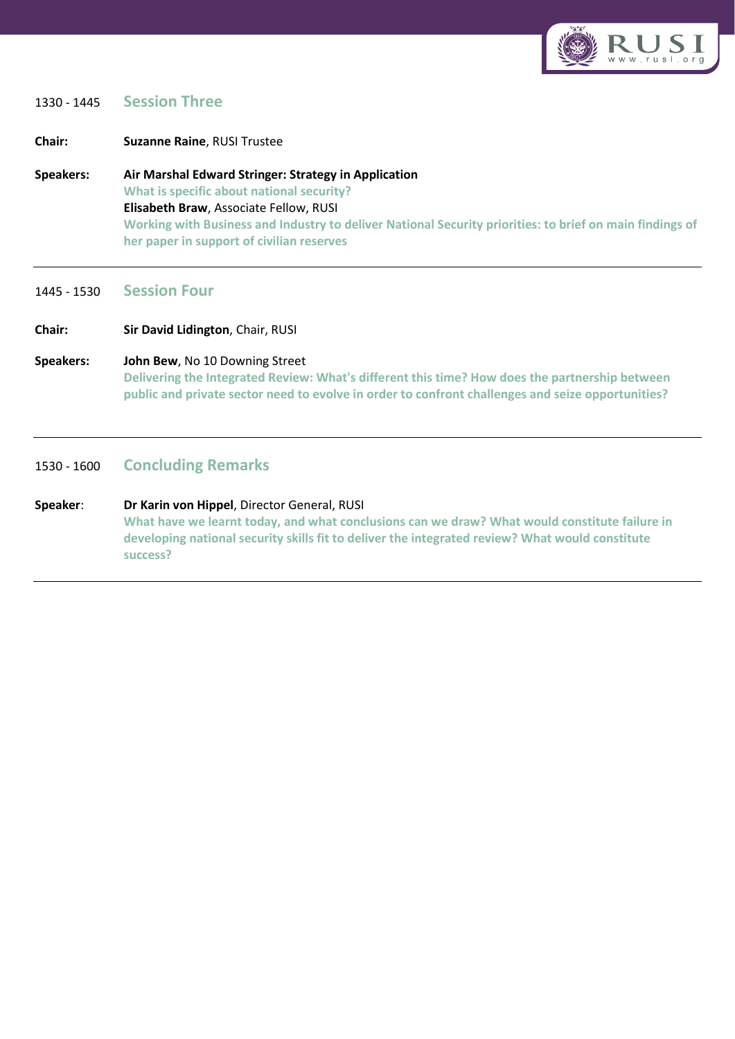1330 - 1445 **Session Three**

**Chair:** **Suzanne Raine**, RUSI Trustee

**Speakers:** **Air Marshal Edward Stringer: Strategy in Application**

**What is specific about national security?**

**Elisabeth Braw**, Associate Fellow, RUSI

**Working with Business and Industry to deliver National Security priorities: to brief on main findings of her paper in support of civilian reserves**

---

1445 - 1530 **Session Four**

**Chair:** **Sir David Lidington**, Chair, RUSI

**Speakers:** **John Bew**, No 10 Downing Street

**Delivering the Integrated Review: What's different this time? How does the partnership between public and private sector need to evolve in order to confront challenges and seize opportunities?**

---

1530 - 1600 **Concluding Remarks**

**Speaker**: **Dr Karin von Hippel**, Director General, RUSI

**What have we learnt today, and what conclusions can we draw? What would constitute failure in developing national security skills fit to deliver the integrated review? What would constitute success?**

---